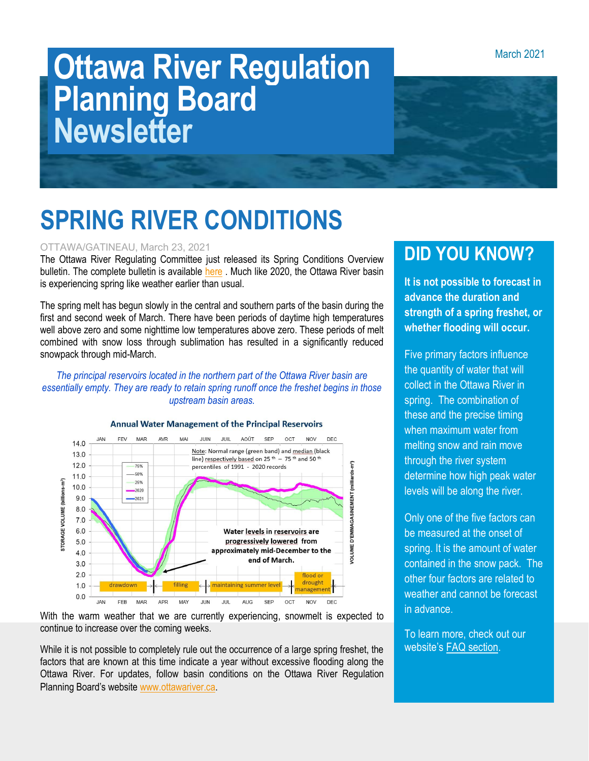March 2021

# Ottawa River Regulation Planning Board Newsletter

## SPRING RIVER CONDITIONS

OTTAWA/GATINEAU, March 23, 2021

The Ottawa River Regulating Committee just released its Spring Conditions Overview bulletin. The complete bulletin is available here . Much like 2020, the Ottawa River basin is experiencing spring like weather earlier than usual.

The spring melt has begun slowly in the central and southern parts of the basin during the first and second week of March. There have been periods of daytime high temperatures well above zero and some nighttime low temperatures above zero. These periods of melt combined with snow loss through sublimation has resulted in a significantly reduced snowpack through mid-March.

*The principal reservoirs located in the northern part of the Ottawa River basin are essentially empty. They are ready to retain spring runoff once the freshet begins in those upstream basin areas.*

**Annual Water Management of the Principal Reservoirs**

Note: Normal range (green band) and median (black line) respectively based on 25th – 75th and 50th percentiles of 1991 - 2020 records

Legend: 75%, 50%, 25%, 2020, 2021

STORAGE VOLUME (billions-m³) / VOLUME D'EMMAGASINEMENT (milliards-m³)

**Water levels in reservoirs are progressively lowered from approximately mid-December to the end of March.**

drawdown | filling | maintaining summer level | flood or drought management

With the warm weather that we are currently experiencing, snowmelt is expected to continue to increase over the coming weeks.

While it is not possible to completely rule out the occurrence of a large spring freshet, the factors that are known at this time indicate a year without excessive flooding along the Ottawa River. For updates, follow basin conditions on the Ottawa River Regulation Planning Board's website www.ottawariver.ca.

## DID YOU KNOW?

**It is not possible to forecast in advance the duration and strength of a spring freshet, or whether flooding will occur.**

Five primary factors influence the quantity of water that will collect in the Ottawa River in spring. The combination of these and the precise timing when maximum water from melting snow and rain move through the river system determine how high peak water levels will be along the river.

Only one of the five factors can be measured at the onset of spring. It is the amount of water contained in the snow pack. The other four factors are related to weather and cannot be forecast in advance.

To learn more, check out our website's FAQ section.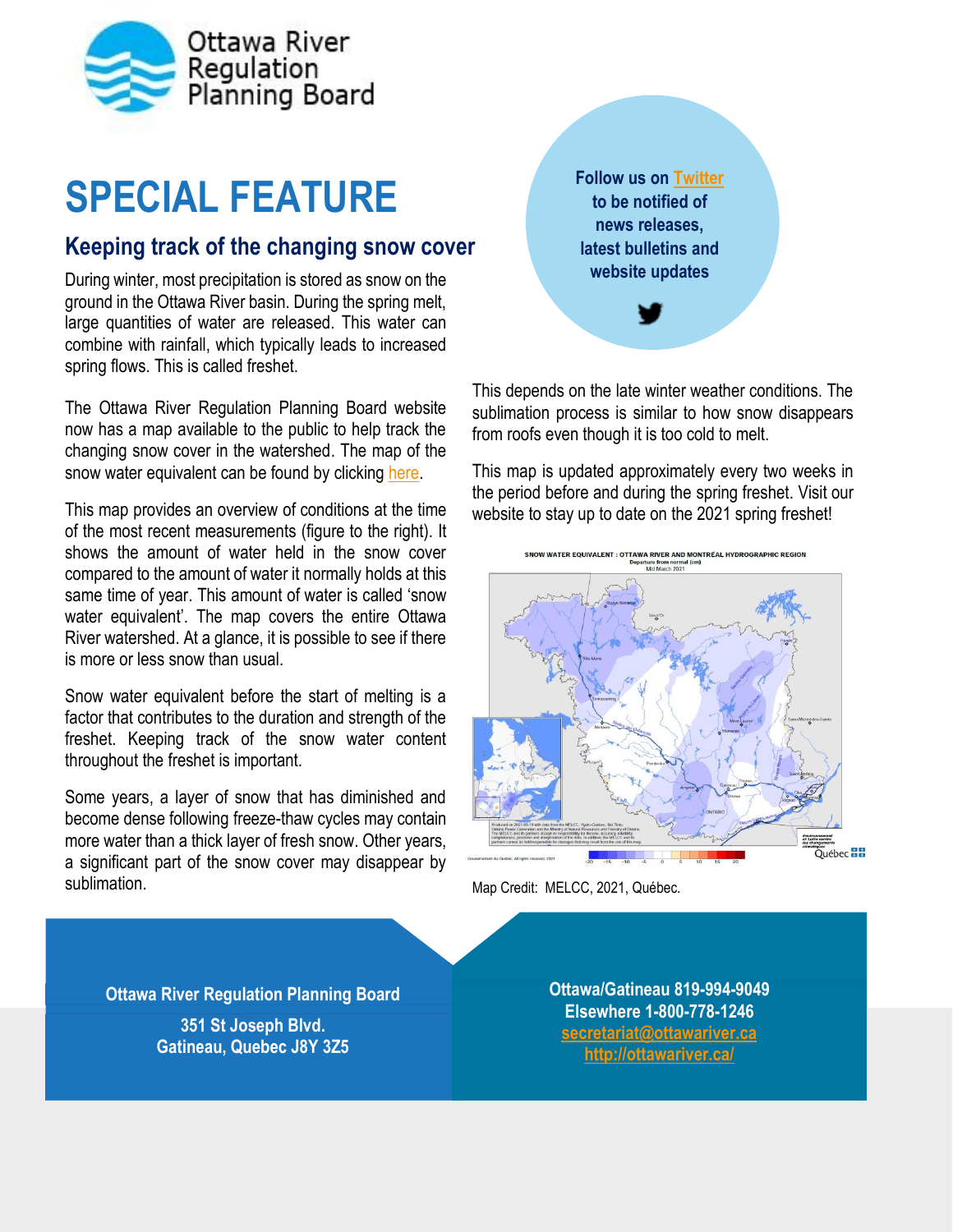# SPECIAL FEATURE

## Keeping track of the changing snow cover

During winter, most precipitation is stored as snow on the ground in the Ottawa River basin. During the spring melt, large quantities of water are released. This water can combine with rainfall, which typically leads to increased spring flows. This is called freshet.

The Ottawa River Regulation Planning Board website now has a map available to the public to help track the changing snow cover in the watershed. The map of the snow water equivalent can be found by clicking here.

This map provides an overview of conditions at the time of the most recent measurements (figure to the right). It shows the amount of water held in the snow cover compared to the amount of water it normally holds at this same time of year. This amount of water is called 'snow water equivalent'. The map covers the entire Ottawa River watershed. At a glance, it is possible to see if there is more or less snow than usual.

Snow water equivalent before the start of melting is a factor that contributes to the duration and strength of the freshet. Keeping track of the snow water content throughout the freshet is important.

Some years, a layer of snow that has diminished and become dense following freeze-thaw cycles may contain more water than a thick layer of fresh snow. Other years, a significant part of the snow cover may disappear by sublimation. This depends on the late winter weather conditions. The sublimation process is similar to how snow disappears from roofs even though it is too cold to melt.

This map is updated approximately every two weeks in the period before and during the spring freshet. Visit our website to stay up to date on the 2021 spring freshet!

**Follow us on Twitter to be notified of news releases, latest bulletins and website updates**

SNOW WATER EQUIVALENT : OTTAWA RIVER AND MONTRÉAL HYDROGRAPHIC REGION
Departure from normal (cm)
Mid March 2021

-20 -15 -10 -5 0 5 10 15 20

Map Credit: MELCC, 2021, Québec.

**Ottawa River Regulation Planning Board**
351 St Joseph Blvd.
Gatineau, Quebec J8Y 3Z5

**Ottawa/Gatineau 819-994-9049**
**Elsewhere 1-800-778-1246**
secretariat@ottawariver.ca
http://ottawariver.ca/